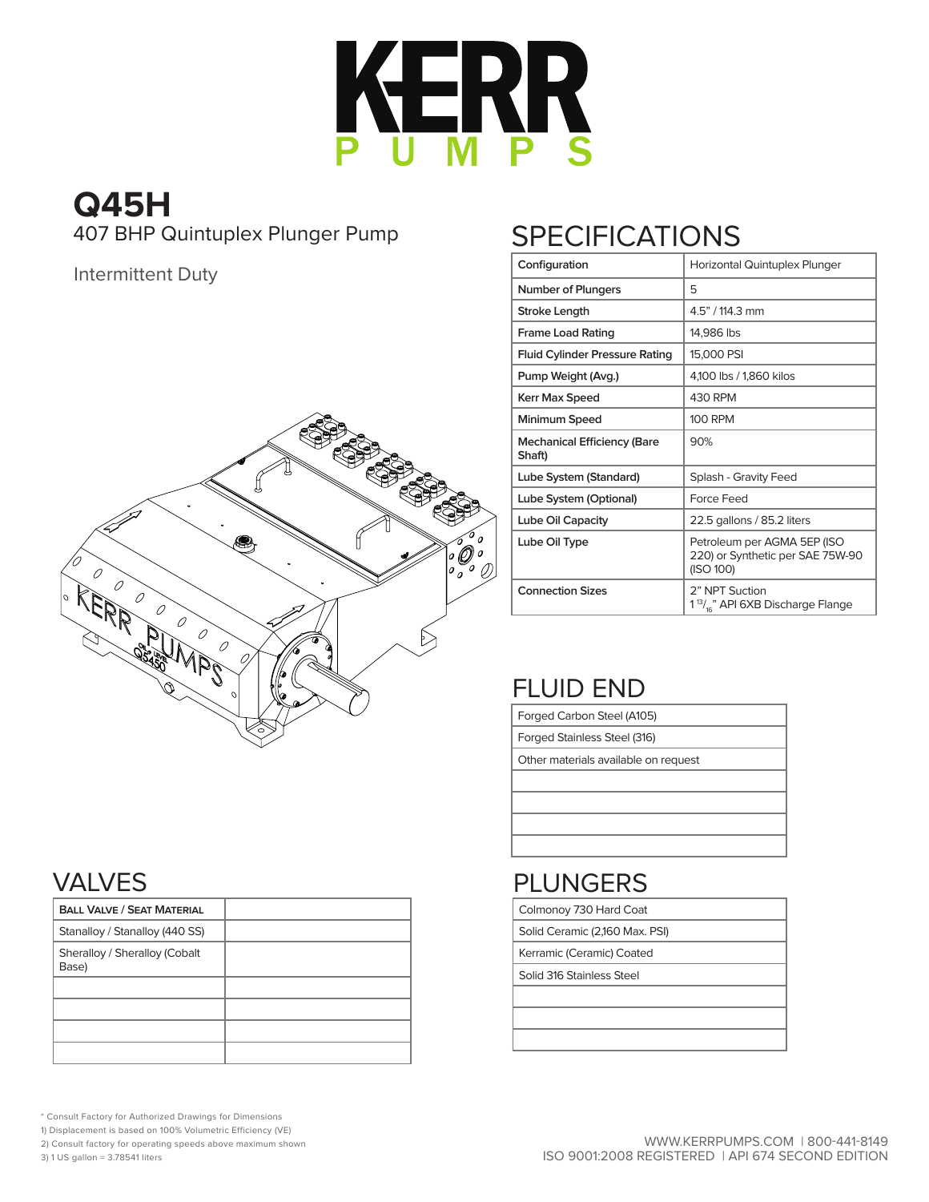# KERR PUMPS

## Q45H

407 BHP Quintuplex Plunger Pump

Intermittent Duty

## SPECIFICATIONS

| Configuration | Horizontal Quintuplex Plunger |
|---|---|
| Number of Plungers | 5 |
| Stroke Length | 4.5" / 114.3 mm |
| Frame Load Rating | 14,986 lbs |
| Fluid Cylinder Pressure Rating | 15,000 PSI |
| Pump Weight (Avg.) | 4,100 lbs / 1,860 kilos |
| Kerr Max Speed | 430 RPM |
| Minimum Speed | 100 RPM |
| Mechanical Efficiency (Bare Shaft) | 90% |
| Lube System (Standard) | Splash - Gravity Feed |
| Lube System (Optional) | Force Feed |
| Lube Oil Capacity | 22.5 gallons / 85.2 liters |
| Lube Oil Type | Petroleum per AGMA 5EP (ISO 220) or Synthetic per SAE 75W-90 (ISO 100) |
| Connection Sizes | 2" NPT Suction<br>1 13/16" API 6XB Discharge Flange |

## FLUID END

| |
|---|
| Forged Carbon Steel (A105) |
| Forged Stainless Steel (316) |
| Other materials available on request |
| |
| |
| |
| |

## VALVES

| Ball Valve / Seat Material | |
|---|---|
| Stanalloy / Stanalloy (440 SS) | |
| Sheralloy / Sheralloy (Cobalt Base) | |
| | |
| | |
| | |
| | |

## PLUNGERS

| |
|---|
| Colmonoy 730 Hard Coat |
| Solid Ceramic (2,160 Max. PSI) |
| Kerramic (Ceramic) Coated |
| Solid 316 Stainless Steel |
| |
| |
| |

\* Consult Factory for Authorized Drawings for Dimensions
1) Displacement is based on 100% Volumetric Efficiency (VE)
2) Consult factory for operating speeds above maximum shown
3) 1 US gallon = 3.78541 liters

WWW.KERRPUMPS.COM | 800-441-8149
ISO 9001:2008 REGISTERED | API 674 SECOND EDITION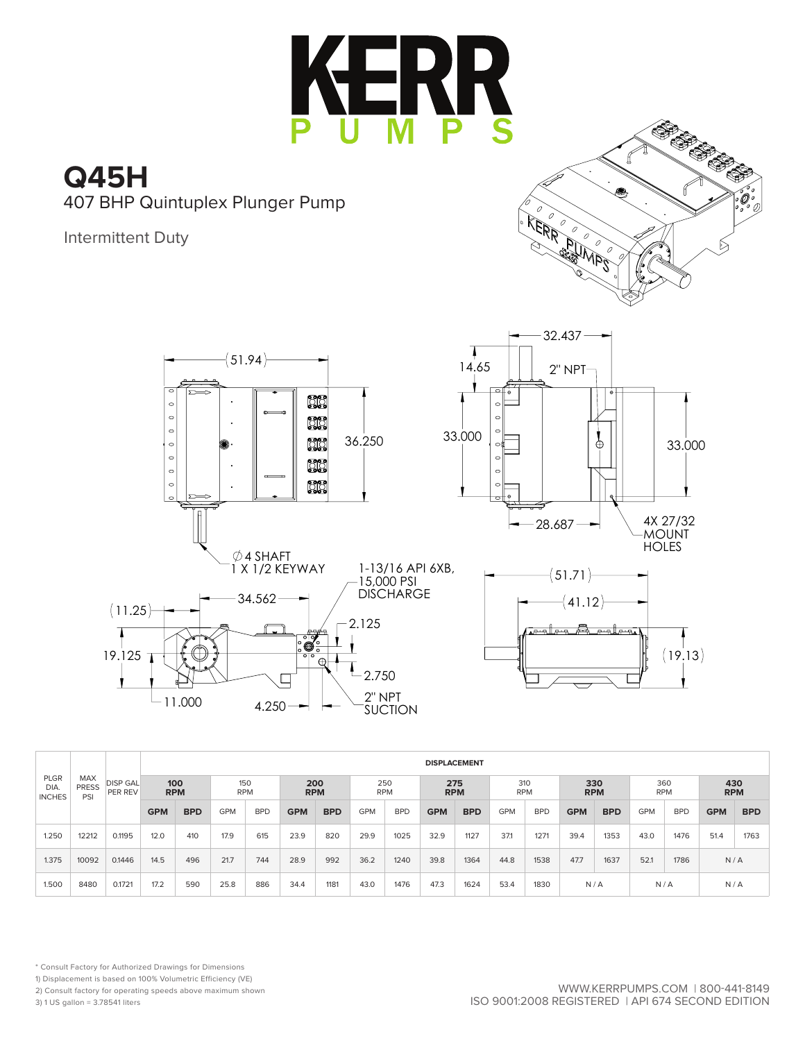# KERR PUMPS

## Q45H

407 BHP Quintuplex Plunger Pump

Intermittent Duty

51.94
36.250
32.437
14.65
2" NPT
33.000
33.000
28.687
4X 27/32 MOUNT HOLES
∅ 4 SHAFT 1 X 1/2 KEYWAY
1-13/16 API 6XB, 15,000 PSI DISCHARGE
34.562
11.25
19.125
11.000
4.250
2.125
2.750
2" NPT SUCTION
51.71
41.12
19.13

| PLGR DIA. INCHES | MAX PRESS PSI | DISP GAL PER REV | DISPLACEMENT | | | | | | | | | | | | | | | | | |
|---|---|---|---|---|---|---|---|---|---|---|---|---|---|---|---|---|---|---|---|---|
| | | | **100 RPM** | | 150 RPM | | **200 RPM** | | 250 RPM | | **275 RPM** | | 310 RPM | | **330 RPM** | | 360 RPM | | **430 RPM** | |
| | | | **GPM** | **BPD** | GPM | BPD | **GPM** | **BPD** | GPM | BPD | **GPM** | **BPD** | GPM | BPD | **GPM** | **BPD** | GPM | BPD | **GPM** | **BPD** |
| 1.250 | 12212 | 0.1195 | 12.0 | 410 | 17.9 | 615 | 23.9 | 820 | 29.9 | 1025 | 32.9 | 1127 | 37.1 | 1271 | 39.4 | 1353 | 43.0 | 1476 | 51.4 | 1763 |
| 1.375 | 10092 | 0.1446 | 14.5 | 496 | 21.7 | 744 | 28.9 | 992 | 36.2 | 1240 | 39.8 | 1364 | 44.8 | 1538 | 47.7 | 1637 | 52.1 | 1786 | N / A | |
| 1.500 | 8480 | 0.1721 | 17.2 | 590 | 25.8 | 886 | 34.4 | 1181 | 43.0 | 1476 | 47.3 | 1624 | 53.4 | 1830 | N / A | | N / A | | N / A | |

\* Consult Factory for Authorized Drawings for Dimensions
1) Displacement is based on 100% Volumetric Efficiency (VE)
2) Consult factory for operating speeds above maximum shown
3) 1 US gallon = 3.78541 liters

WWW.KERRPUMPS.COM | 800-441-8149
ISO 9001:2008 REGISTERED | API 674 SECOND EDITION